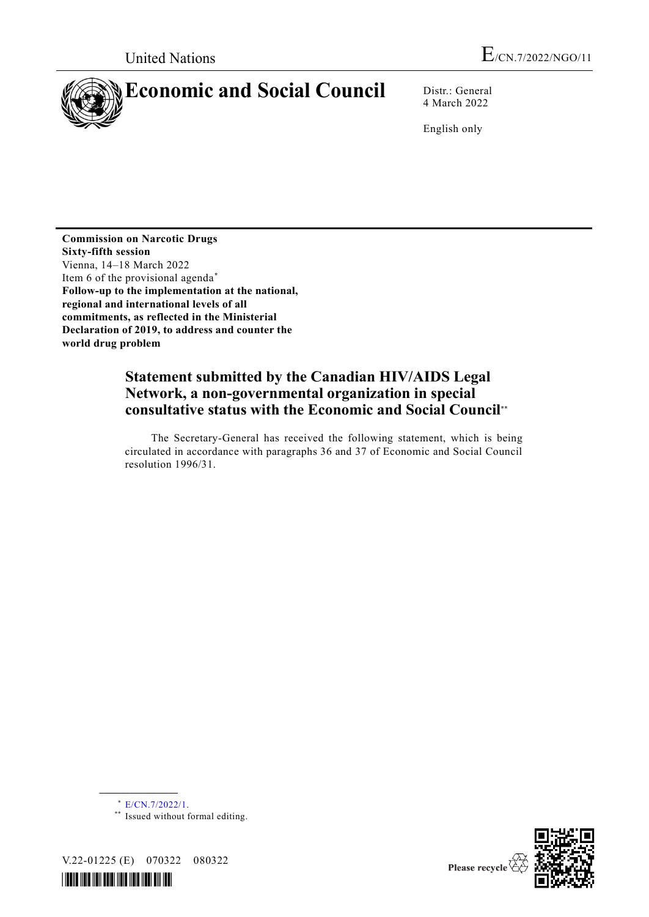United Nations

E/CN.7/2022/NGO/11

# Economic and Social Council

Distr.: General
4 March 2022

English only

**Commission on Narcotic Drugs**
**Sixty-fifth session**
Vienna, 14–18 March 2022
Item 6 of the provisional agenda*
**Follow-up to the implementation at the national, regional and international levels of all commitments, as reflected in the Ministerial Declaration of 2019, to address and counter the world drug problem**

## Statement submitted by the Canadian HIV/AIDS Legal Network, a non-governmental organization in special consultative status with the Economic and Social Council**

The Secretary-General has received the following statement, which is being circulated in accordance with paragraphs 36 and 37 of Economic and Social Council resolution 1996/31.

---

\* E/CN.7/2022/1.

\** Issued without formal editing.

V.22-01225 (E) 070322 080322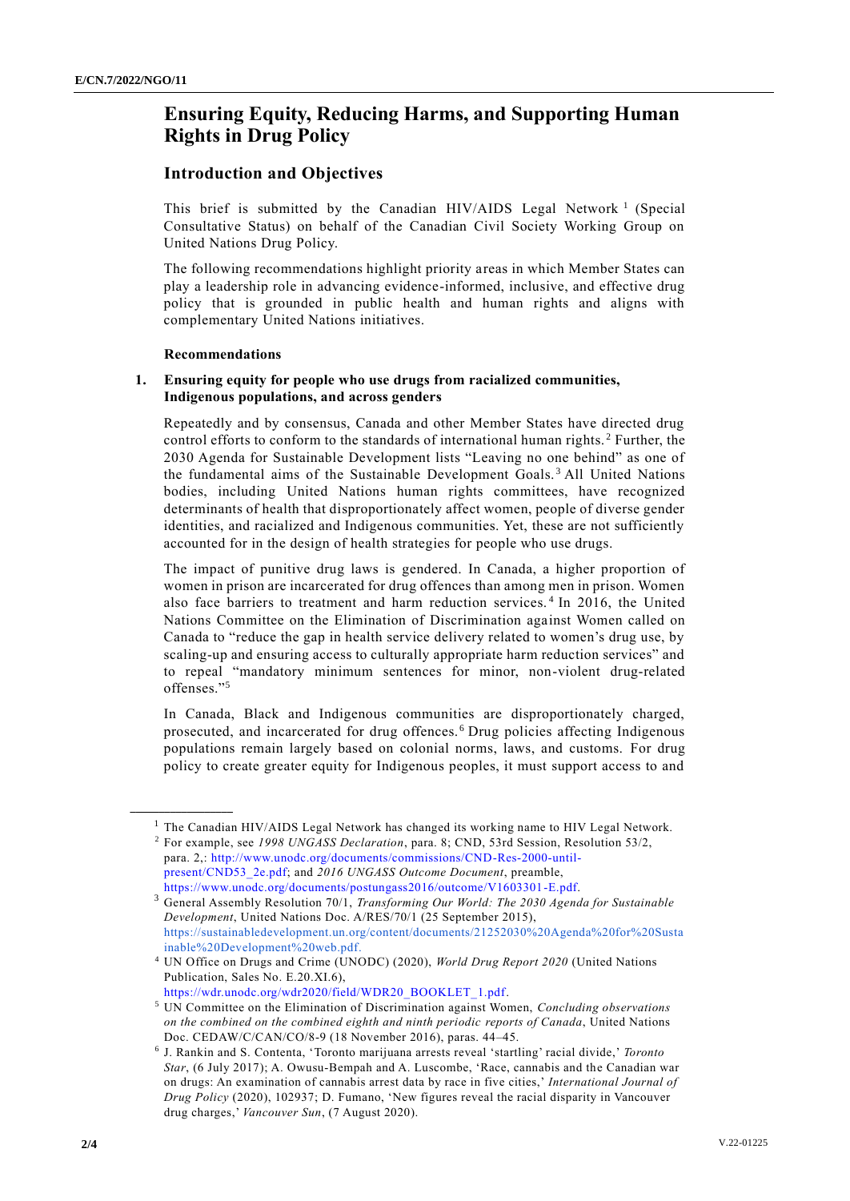# Ensuring Equity, Reducing Harms, and Supporting Human Rights in Drug Policy

## Introduction and Objectives

This brief is submitted by the Canadian HIV/AIDS Legal Network[1] (Special Consultative Status) on behalf of the Canadian Civil Society Working Group on United Nations Drug Policy.

The following recommendations highlight priority areas in which Member States can play a leadership role in advancing evidence-informed, inclusive, and effective drug policy that is grounded in public health and human rights and aligns with complementary United Nations initiatives.

### Recommendations

**1. Ensuring equity for people who use drugs from racialized communities, Indigenous populations, and across genders**

Repeatedly and by consensus, Canada and other Member States have directed drug control efforts to conform to the standards of international human rights.[2] Further, the 2030 Agenda for Sustainable Development lists "Leaving no one behind" as one of the fundamental aims of the Sustainable Development Goals.[3] All United Nations bodies, including United Nations human rights committees, have recognized determinants of health that disproportionately affect women, people of diverse gender identities, and racialized and Indigenous communities. Yet, these are not sufficiently accounted for in the design of health strategies for people who use drugs.

The impact of punitive drug laws is gendered. In Canada, a higher proportion of women in prison are incarcerated for drug offences than among men in prison. Women also face barriers to treatment and harm reduction services.[4] In 2016, the United Nations Committee on the Elimination of Discrimination against Women called on Canada to "reduce the gap in health service delivery related to women's drug use, by scaling-up and ensuring access to culturally appropriate harm reduction services" and to repeal "mandatory minimum sentences for minor, non-violent drug-related offenses."[5]

In Canada, Black and Indigenous communities are disproportionately charged, prosecuted, and incarcerated for drug offences.[6] Drug policies affecting Indigenous populations remain largely based on colonial norms, laws, and customs. For drug policy to create greater equity for Indigenous peoples, it must support access to and

---

[1] The Canadian HIV/AIDS Legal Network has changed its working name to HIV Legal Network.

[2] For example, see *1998 UNGASS Declaration*, para. 8; CND, 53rd Session, Resolution 53/2, para. 2,: http://www.unodc.org/documents/commissions/CND-Res-2000-until-present/CND53_2e.pdf; and *2016 UNGASS Outcome Document*, preamble, https://www.unodc.org/documents/postungass2016/outcome/V1603301-E.pdf.

[3] General Assembly Resolution 70/1, *Transforming Our World: The 2030 Agenda for Sustainable Development*, United Nations Doc. A/RES/70/1 (25 September 2015), https://sustainabledevelopment.un.org/content/documents/21252030%20Agenda%20for%20Sustainable%20Development%20web.pdf.

[4] UN Office on Drugs and Crime (UNODC) (2020), *World Drug Report 2020* (United Nations Publication, Sales No. E.20.XI.6), https://wdr.unodc.org/wdr2020/field/WDR20_BOOKLET_1.pdf.

[5] UN Committee on the Elimination of Discrimination against Women, *Concluding observations on the combined on the combined eighth and ninth periodic reports of Canada*, United Nations Doc. CEDAW/C/CAN/CO/8-9 (18 November 2016), paras. 44–45.

[6] J. Rankin and S. Contenta, 'Toronto marijuana arrests reveal 'startling' racial divide,' *Toronto Star*, (6 July 2017); A. Owusu-Bempah and A. Luscombe, 'Race, cannabis and the Canadian war on drugs: An examination of cannabis arrest data by race in five cities,' *International Journal of Drug Policy* (2020), 102937; D. Fumano, 'New figures reveal the racial disparity in Vancouver drug charges,' *Vancouver Sun*, (7 August 2020).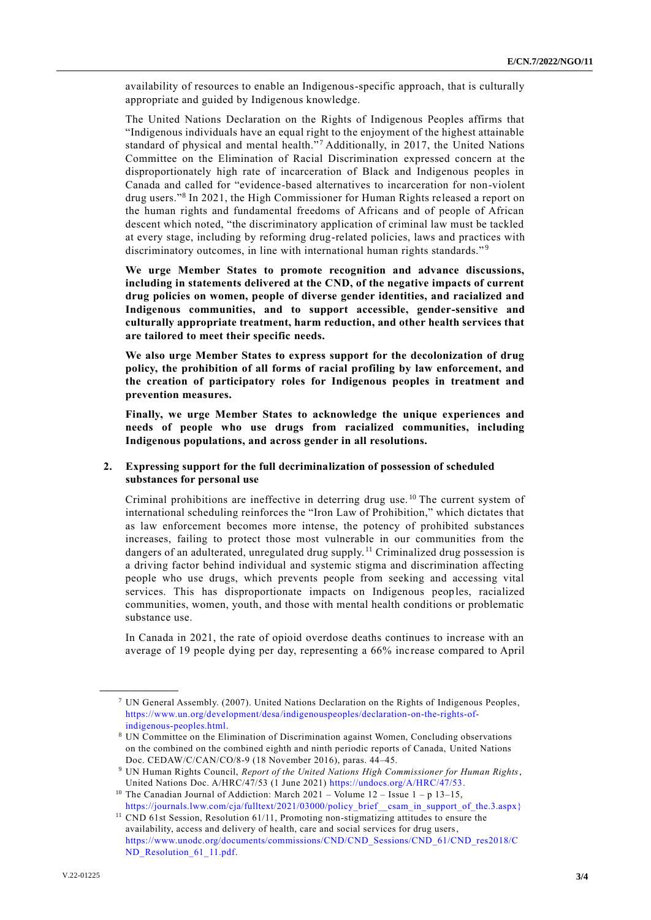availability of resources to enable an Indigenous-specific approach, that is culturally appropriate and guided by Indigenous knowledge.

The United Nations Declaration on the Rights of Indigenous Peoples affirms that "Indigenous individuals have an equal right to the enjoyment of the highest attainable standard of physical and mental health."[7] Additionally, in 2017, the United Nations Committee on the Elimination of Racial Discrimination expressed concern at the disproportionately high rate of incarceration of Black and Indigenous peoples in Canada and called for "evidence-based alternatives to incarceration for non-violent drug users."[8] In 2021, the High Commissioner for Human Rights released a report on the human rights and fundamental freedoms of Africans and of people of African descent which noted, "the discriminatory application of criminal law must be tackled at every stage, including by reforming drug-related policies, laws and practices with discriminatory outcomes, in line with international human rights standards."[9]

**We urge Member States to promote recognition and advance discussions, including in statements delivered at the CND, of the negative impacts of current drug policies on women, people of diverse gender identities, and racialized and Indigenous communities, and to support accessible, gender-sensitive and culturally appropriate treatment, harm reduction, and other health services that are tailored to meet their specific needs.**

**We also urge Member States to express support for the decolonization of drug policy, the prohibition of all forms of racial profiling by law enforcement, and the creation of participatory roles for Indigenous peoples in treatment and prevention measures.**

**Finally, we urge Member States to acknowledge the unique experiences and needs of people who use drugs from racialized communities, including Indigenous populations, and across gender in all resolutions.**

## 2. Expressing support for the full decriminalization of possession of scheduled substances for personal use

Criminal prohibitions are ineffective in deterring drug use.[10] The current system of international scheduling reinforces the "Iron Law of Prohibition," which dictates that as law enforcement becomes more intense, the potency of prohibited substances increases, failing to protect those most vulnerable in our communities from the dangers of an adulterated, unregulated drug supply.[11] Criminalized drug possession is a driving factor behind individual and systemic stigma and discrimination affecting people who use drugs, which prevents people from seeking and accessing vital services. This has disproportionate impacts on Indigenous peoples, racialized communities, women, youth, and those with mental health conditions or problematic substance use.

In Canada in 2021, the rate of opioid overdose deaths continues to increase with an average of 19 people dying per day, representing a 66% increase compared to April

---

[7] UN General Assembly. (2007). United Nations Declaration on the Rights of Indigenous Peoples, https://www.un.org/development/desa/indigenouspeoples/declaration-on-the-rights-of-indigenous-peoples.html.

[8] UN Committee on the Elimination of Discrimination against Women, Concluding observations on the combined on the combined eighth and ninth periodic reports of Canada, United Nations Doc. CEDAW/C/CAN/CO/8-9 (18 November 2016), paras. 44–45.

[9] UN Human Rights Council, *Report of the United Nations High Commissioner for Human Rights*, United Nations Doc. A/HRC/47/53 (1 June 2021) https://undocs.org/A/HRC/47/53.

[10] The Canadian Journal of Addiction: March 2021 – Volume 12 – Issue 1 – p 13–15, https://journals.lww.com/cja/fulltext/2021/03000/policy_brief__csam_in_support_of_the.3.aspx}

[11] CND 61st Session, Resolution 61/11, Promoting non-stigmatizing attitudes to ensure the availability, access and delivery of health, care and social services for drug users, https://www.unodc.org/documents/commissions/CND/CND_Sessions/CND_61/CND_res2018/CND_Resolution_61_11.pdf.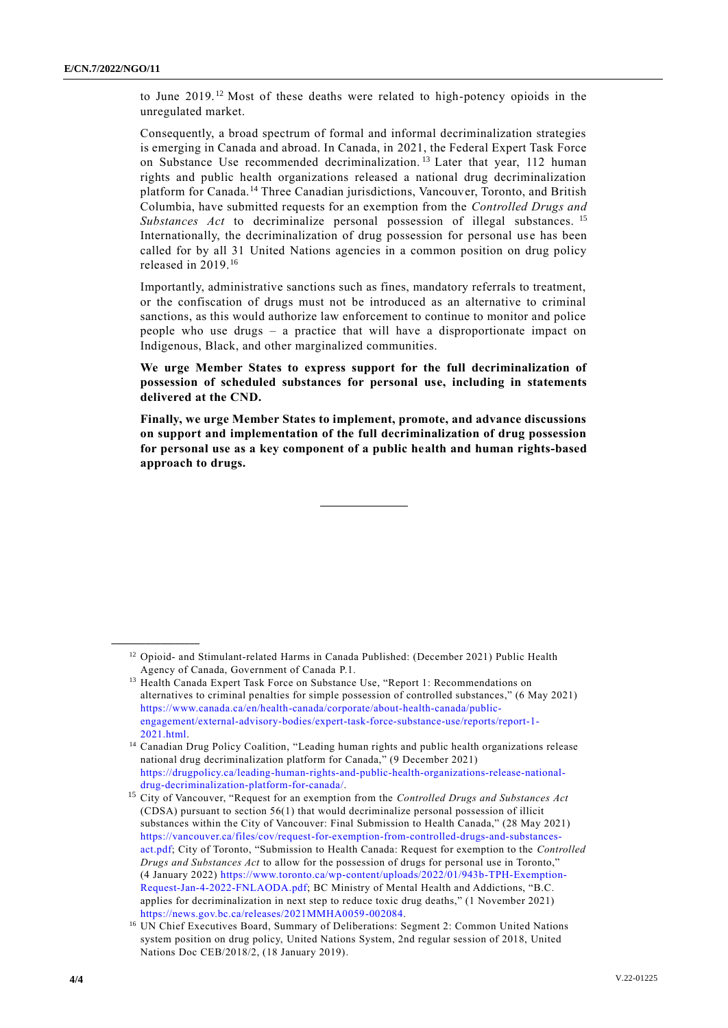to June 2019.[12] Most of these deaths were related to high-potency opioids in the unregulated market.

Consequently, a broad spectrum of formal and informal decriminalization strategies is emerging in Canada and abroad. In Canada, in 2021, the Federal Expert Task Force on Substance Use recommended decriminalization.[13] Later that year, 112 human rights and public health organizations released a national drug decriminalization platform for Canada.[14] Three Canadian jurisdictions, Vancouver, Toronto, and British Columbia, have submitted requests for an exemption from the *Controlled Drugs and Substances Act* to decriminalize personal possession of illegal substances.[15] Internationally, the decriminalization of drug possession for personal use has been called for by all 31 United Nations agencies in a common position on drug policy released in 2019.[16]

Importantly, administrative sanctions such as fines, mandatory referrals to treatment, or the confiscation of drugs must not be introduced as an alternative to criminal sanctions, as this would authorize law enforcement to continue to monitor and police people who use drugs – a practice that will have a disproportionate impact on Indigenous, Black, and other marginalized communities.

**We urge Member States to express support for the full decriminalization of possession of scheduled substances for personal use, including in statements delivered at the CND.**

**Finally, we urge Member States to implement, promote, and advance discussions on support and implementation of the full decriminalization of drug possession for personal use as a key component of a public health and human rights-based approach to drugs.**

---

[12] Opioid- and Stimulant-related Harms in Canada Published: (December 2021) Public Health Agency of Canada, Government of Canada P.1.

[13] Health Canada Expert Task Force on Substance Use, "Report 1: Recommendations on alternatives to criminal penalties for simple possession of controlled substances," (6 May 2021) https://www.canada.ca/en/health-canada/corporate/about-health-canada/public-engagement/external-advisory-bodies/expert-task-force-substance-use/reports/report-1-2021.html.

[14] Canadian Drug Policy Coalition, "Leading human rights and public health organizations release national drug decriminalization platform for Canada," (9 December 2021) https://drugpolicy.ca/leading-human-rights-and-public-health-organizations-release-national-drug-decriminalization-platform-for-canada/.

[15] City of Vancouver, "Request for an exemption from the *Controlled Drugs and Substances Act* (CDSA) pursuant to section 56(1) that would decriminalize personal possession of illicit substances within the City of Vancouver: Final Submission to Health Canada," (28 May 2021) https://vancouver.ca/files/cov/request-for-exemption-from-controlled-drugs-and-substances-act.pdf; City of Toronto, "Submission to Health Canada: Request for exemption to the *Controlled Drugs and Substances Act* to allow for the possession of drugs for personal use in Toronto," (4 January 2022) https://www.toronto.ca/wp-content/uploads/2022/01/943b-TPH-Exemption-Request-Jan-4-2022-FNLAODA.pdf; BC Ministry of Mental Health and Addictions, "B.C. applies for decriminalization in next step to reduce toxic drug deaths," (1 November 2021) https://news.gov.bc.ca/releases/2021MMHA0059-002084.

[16] UN Chief Executives Board, Summary of Deliberations: Segment 2: Common United Nations system position on drug policy, United Nations System, 2nd regular session of 2018, United Nations Doc CEB/2018/2, (18 January 2019).